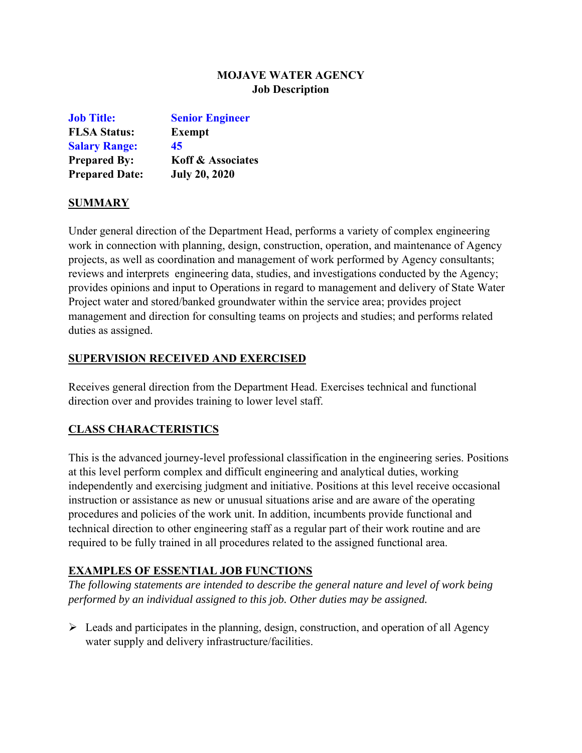# MOJAVE WATER AGENCY
## Job Description

**Job Title:** **Senior Engineer**
**FLSA Status:** **Exempt**
**Salary Range:** **45**
**Prepared By:** **Koff & Associates**
**Prepared Date:** **July 20, 2020**

## SUMMARY

Under general direction of the Department Head, performs a variety of complex engineering work in connection with planning, design, construction, operation, and maintenance of Agency projects, as well as coordination and management of work performed by Agency consultants; reviews and interprets engineering data, studies, and investigations conducted by the Agency; provides opinions and input to Operations in regard to management and delivery of State Water Project water and stored/banked groundwater within the service area; provides project management and direction for consulting teams on projects and studies; and performs related duties as assigned.

## SUPERVISION RECEIVED AND EXERCISED

Receives general direction from the Department Head. Exercises technical and functional direction over and provides training to lower level staff.

## CLASS CHARACTERISTICS

This is the advanced journey-level professional classification in the engineering series. Positions at this level perform complex and difficult engineering and analytical duties, working independently and exercising judgment and initiative. Positions at this level receive occasional instruction or assistance as new or unusual situations arise and are aware of the operating procedures and policies of the work unit. In addition, incumbents provide functional and technical direction to other engineering staff as a regular part of their work routine and are required to be fully trained in all procedures related to the assigned functional area.

## EXAMPLES OF ESSENTIAL JOB FUNCTIONS

*The following statements are intended to describe the general nature and level of work being performed by an individual assigned to this job. Other duties may be assigned.*

- Leads and participates in the planning, design, construction, and operation of all Agency water supply and delivery infrastructure/facilities.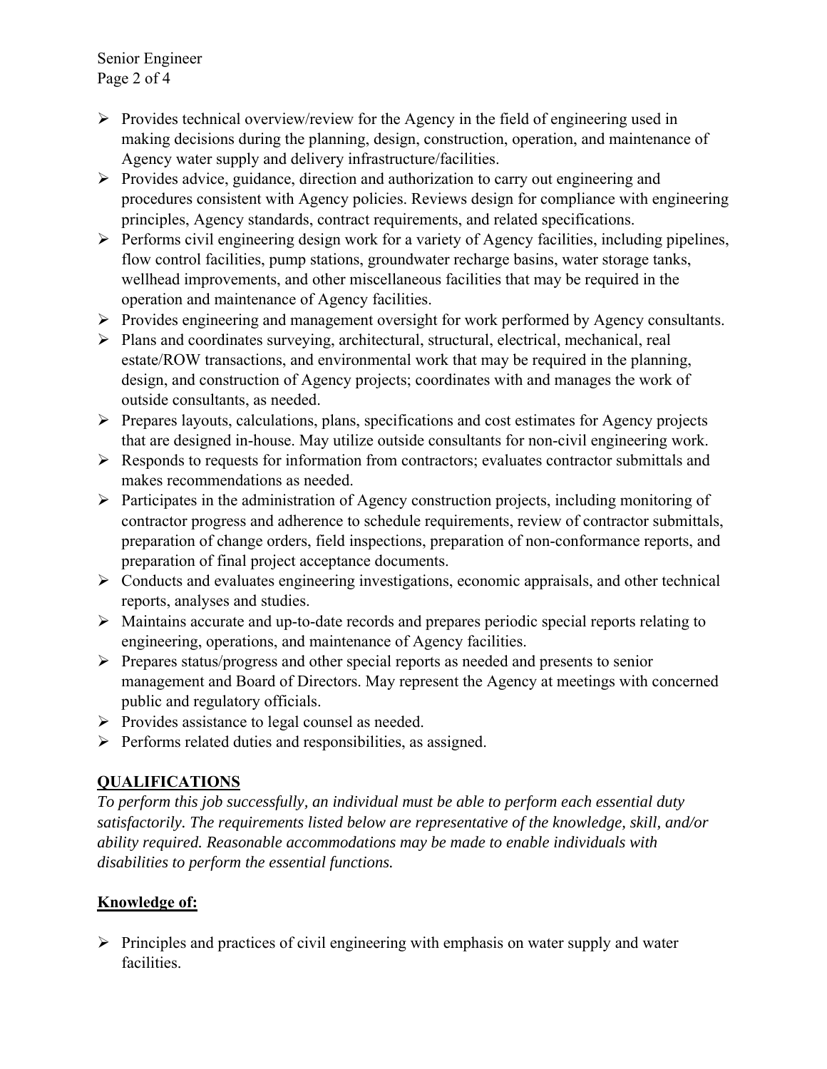- Provides technical overview/review for the Agency in the field of engineering used in making decisions during the planning, design, construction, operation, and maintenance of Agency water supply and delivery infrastructure/facilities.
- Provides advice, guidance, direction and authorization to carry out engineering and procedures consistent with Agency policies. Reviews design for compliance with engineering principles, Agency standards, contract requirements, and related specifications.
- Performs civil engineering design work for a variety of Agency facilities, including pipelines, flow control facilities, pump stations, groundwater recharge basins, water storage tanks, wellhead improvements, and other miscellaneous facilities that may be required in the operation and maintenance of Agency facilities.
- Provides engineering and management oversight for work performed by Agency consultants.
- Plans and coordinates surveying, architectural, structural, electrical, mechanical, real estate/ROW transactions, and environmental work that may be required in the planning, design, and construction of Agency projects; coordinates with and manages the work of outside consultants, as needed.
- Prepares layouts, calculations, plans, specifications and cost estimates for Agency projects that are designed in-house. May utilize outside consultants for non-civil engineering work.
- Responds to requests for information from contractors; evaluates contractor submittals and makes recommendations as needed.
- Participates in the administration of Agency construction projects, including monitoring of contractor progress and adherence to schedule requirements, review of contractor submittals, preparation of change orders, field inspections, preparation of non-conformance reports, and preparation of final project acceptance documents.
- Conducts and evaluates engineering investigations, economic appraisals, and other technical reports, analyses and studies.
- Maintains accurate and up-to-date records and prepares periodic special reports relating to engineering, operations, and maintenance of Agency facilities.
- Prepares status/progress and other special reports as needed and presents to senior management and Board of Directors. May represent the Agency at meetings with concerned public and regulatory officials.
- Provides assistance to legal counsel as needed.
- Performs related duties and responsibilities, as assigned.

## QUALIFICATIONS

*To perform this job successfully, an individual must be able to perform each essential duty satisfactorily. The requirements listed below are representative of the knowledge, skill, and/or ability required. Reasonable accommodations may be made to enable individuals with disabilities to perform the essential functions.*

### Knowledge of:

- Principles and practices of civil engineering with emphasis on water supply and water facilities.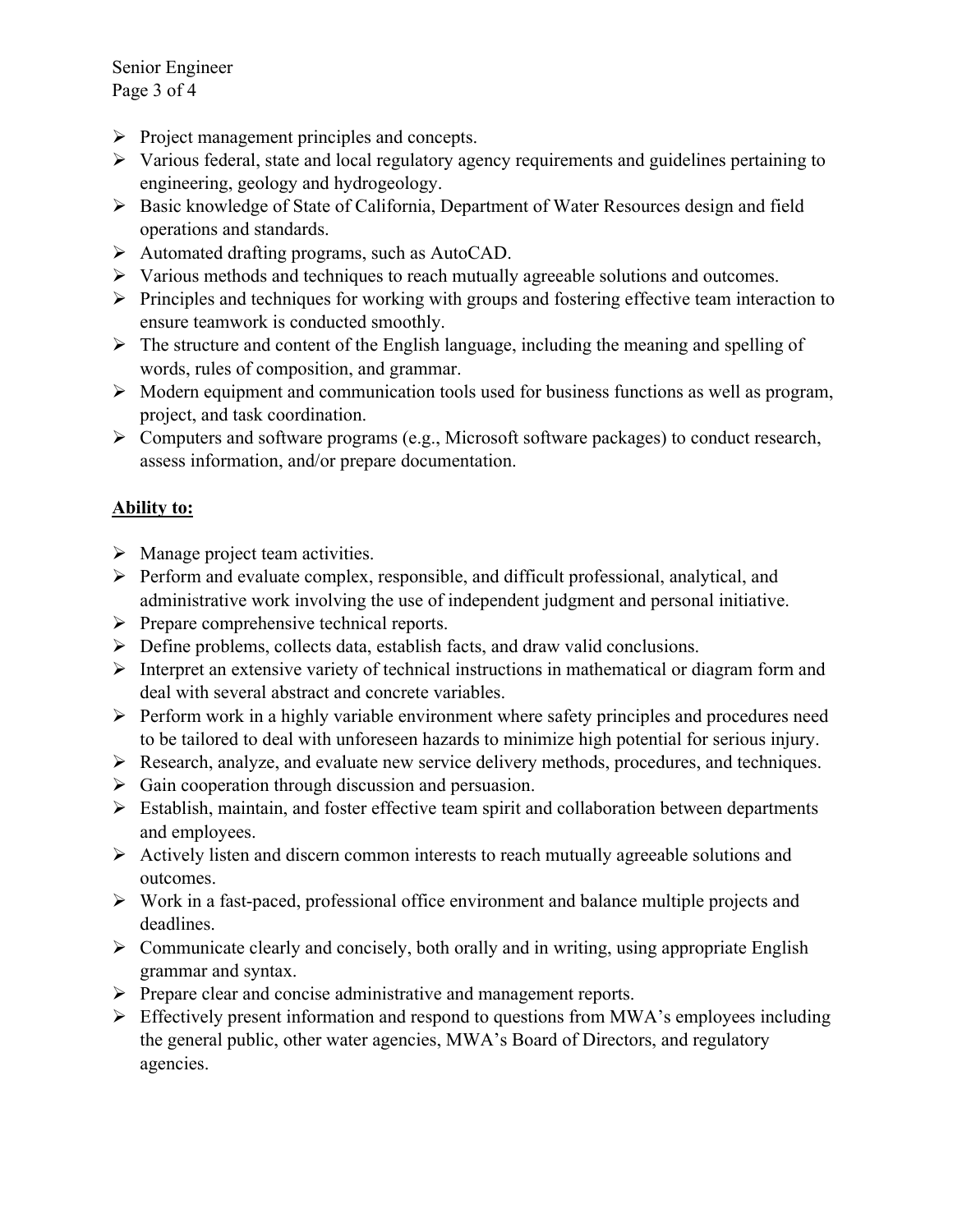- Project management principles and concepts.
- Various federal, state and local regulatory agency requirements and guidelines pertaining to engineering, geology and hydrogeology.
- Basic knowledge of State of California, Department of Water Resources design and field operations and standards.
- Automated drafting programs, such as AutoCAD.
- Various methods and techniques to reach mutually agreeable solutions and outcomes.
- Principles and techniques for working with groups and fostering effective team interaction to ensure teamwork is conducted smoothly.
- The structure and content of the English language, including the meaning and spelling of words, rules of composition, and grammar.
- Modern equipment and communication tools used for business functions as well as program, project, and task coordination.
- Computers and software programs (e.g., Microsoft software packages) to conduct research, assess information, and/or prepare documentation.

**Ability to:**

- Manage project team activities.
- Perform and evaluate complex, responsible, and difficult professional, analytical, and administrative work involving the use of independent judgment and personal initiative.
- Prepare comprehensive technical reports.
- Define problems, collects data, establish facts, and draw valid conclusions.
- Interpret an extensive variety of technical instructions in mathematical or diagram form and deal with several abstract and concrete variables.
- Perform work in a highly variable environment where safety principles and procedures need to be tailored to deal with unforeseen hazards to minimize high potential for serious injury.
- Research, analyze, and evaluate new service delivery methods, procedures, and techniques.
- Gain cooperation through discussion and persuasion.
- Establish, maintain, and foster effective team spirit and collaboration between departments and employees.
- Actively listen and discern common interests to reach mutually agreeable solutions and outcomes.
- Work in a fast-paced, professional office environment and balance multiple projects and deadlines.
- Communicate clearly and concisely, both orally and in writing, using appropriate English grammar and syntax.
- Prepare clear and concise administrative and management reports.
- Effectively present information and respond to questions from MWA's employees including the general public, other water agencies, MWA's Board of Directors, and regulatory agencies.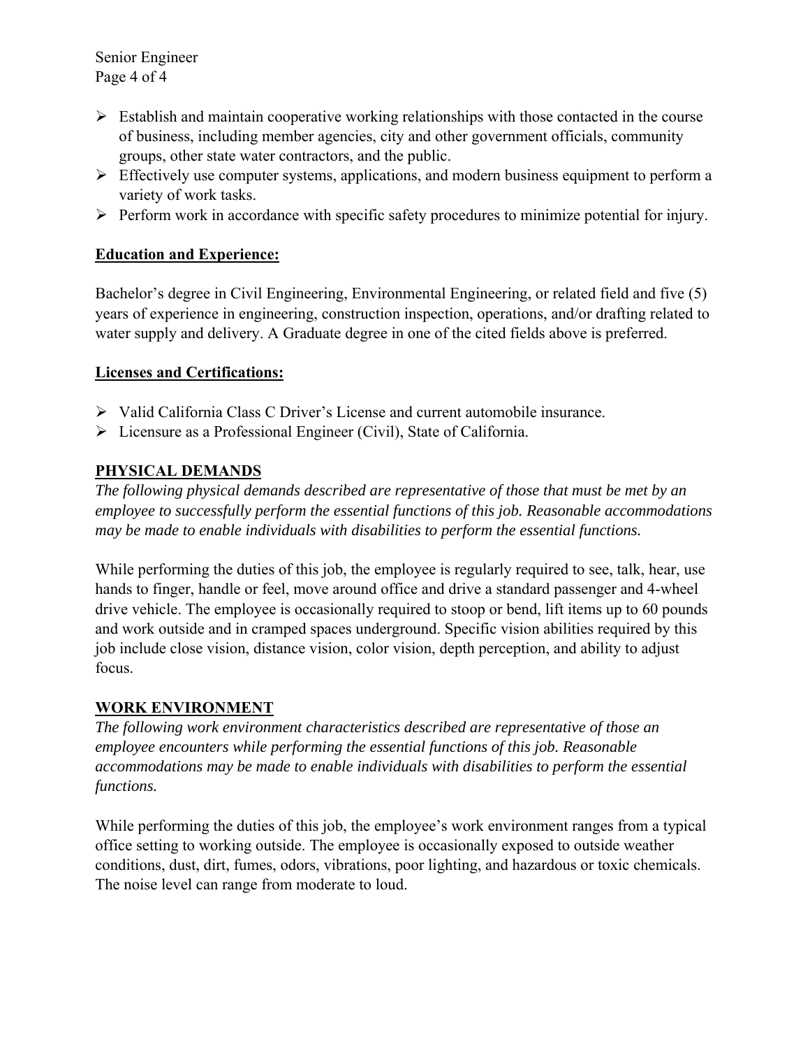- Establish and maintain cooperative working relationships with those contacted in the course of business, including member agencies, city and other government officials, community groups, other state water contractors, and the public.
- Effectively use computer systems, applications, and modern business equipment to perform a variety of work tasks.
- Perform work in accordance with specific safety procedures to minimize potential for injury.

**Education and Experience:**

Bachelor's degree in Civil Engineering, Environmental Engineering, or related field and five (5) years of experience in engineering, construction inspection, operations, and/or drafting related to water supply and delivery. A Graduate degree in one of the cited fields above is preferred.

**Licenses and Certifications:**

- Valid California Class C Driver's License and current automobile insurance.
- Licensure as a Professional Engineer (Civil), State of California.

## PHYSICAL DEMANDS

*The following physical demands described are representative of those that must be met by an employee to successfully perform the essential functions of this job. Reasonable accommodations may be made to enable individuals with disabilities to perform the essential functions.*

While performing the duties of this job, the employee is regularly required to see, talk, hear, use hands to finger, handle or feel, move around office and drive a standard passenger and 4-wheel drive vehicle. The employee is occasionally required to stoop or bend, lift items up to 60 pounds and work outside and in cramped spaces underground. Specific vision abilities required by this job include close vision, distance vision, color vision, depth perception, and ability to adjust focus.

## WORK ENVIRONMENT

*The following work environment characteristics described are representative of those an employee encounters while performing the essential functions of this job. Reasonable accommodations may be made to enable individuals with disabilities to perform the essential functions.*

While performing the duties of this job, the employee's work environment ranges from a typical office setting to working outside. The employee is occasionally exposed to outside weather conditions, dust, dirt, fumes, odors, vibrations, poor lighting, and hazardous or toxic chemicals. The noise level can range from moderate to loud.